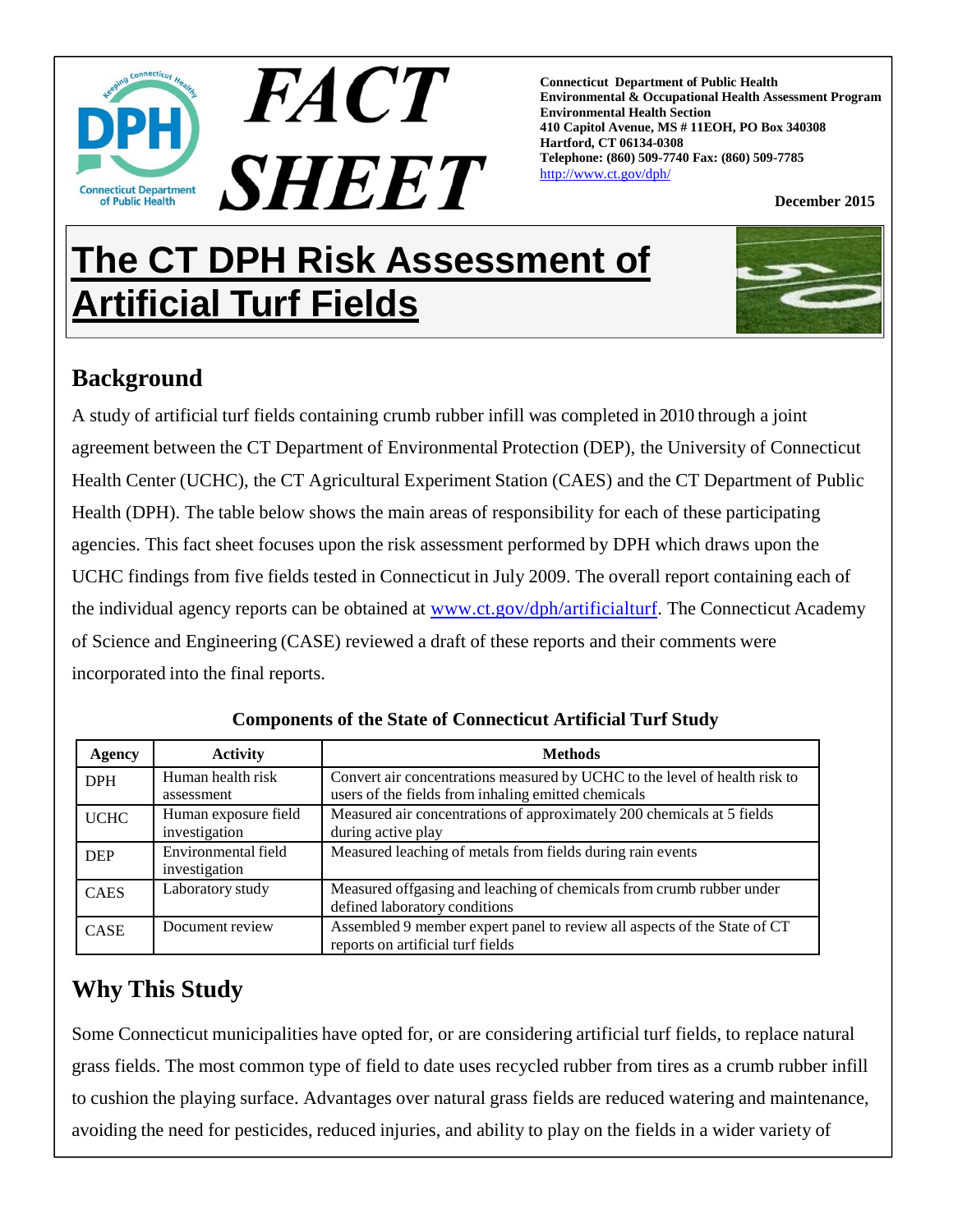# FACT SHEET

**Connecticut Department of Public Health**
**Environmental & Occupational Health Assessment Program**
**Environmental Health Section**
**410 Capitol Avenue, MS # 11EOH, PO Box 340308**
**Hartford, CT 06134-0308**
**Telephone: (860) 509-7740 Fax: (860) 509-7785**
http://www.ct.gov/dph/

**December 2015**

# The CT DPH Risk Assessment of Artificial Turf Fields

## Background

A study of artificial turf fields containing crumb rubber infill was completed in 2010 through a joint agreement between the CT Department of Environmental Protection (DEP), the University of Connecticut Health Center (UCHC), the CT Agricultural Experiment Station (CAES) and the CT Department of Public Health (DPH). The table below shows the main areas of responsibility for each of these participating agencies. This fact sheet focuses upon the risk assessment performed by DPH which draws upon the UCHC findings from five fields tested in Connecticut in July 2009. The overall report containing each of the individual agency reports can be obtained at www.ct.gov/dph/artificialturf. The Connecticut Academy of Science and Engineering (CASE) reviewed a draft of these reports and their comments were incorporated into the final reports.

**Components of the State of Connecticut Artificial Turf Study**

| Agency | Activity | Methods |
| --- | --- | --- |
| DPH | Human health risk assessment | Convert air concentrations measured by UCHC to the level of health risk to users of the fields from inhaling emitted chemicals |
| UCHC | Human exposure field investigation | Measured air concentrations of approximately 200 chemicals at 5 fields during active play |
| DEP | Environmental field investigation | Measured leaching of metals from fields during rain events |
| CAES | Laboratory study | Measured offgasing and leaching of chemicals from crumb rubber under defined laboratory conditions |
| CASE | Document review | Assembled 9 member expert panel to review all aspects of the State of CT reports on artificial turf fields |

## Why This Study

Some Connecticut municipalities have opted for, or are considering artificial turf fields, to replace natural grass fields. The most common type of field to date uses recycled rubber from tires as a crumb rubber infill to cushion the playing surface. Advantages over natural grass fields are reduced watering and maintenance, avoiding the need for pesticides, reduced injuries, and ability to play on the fields in a wider variety of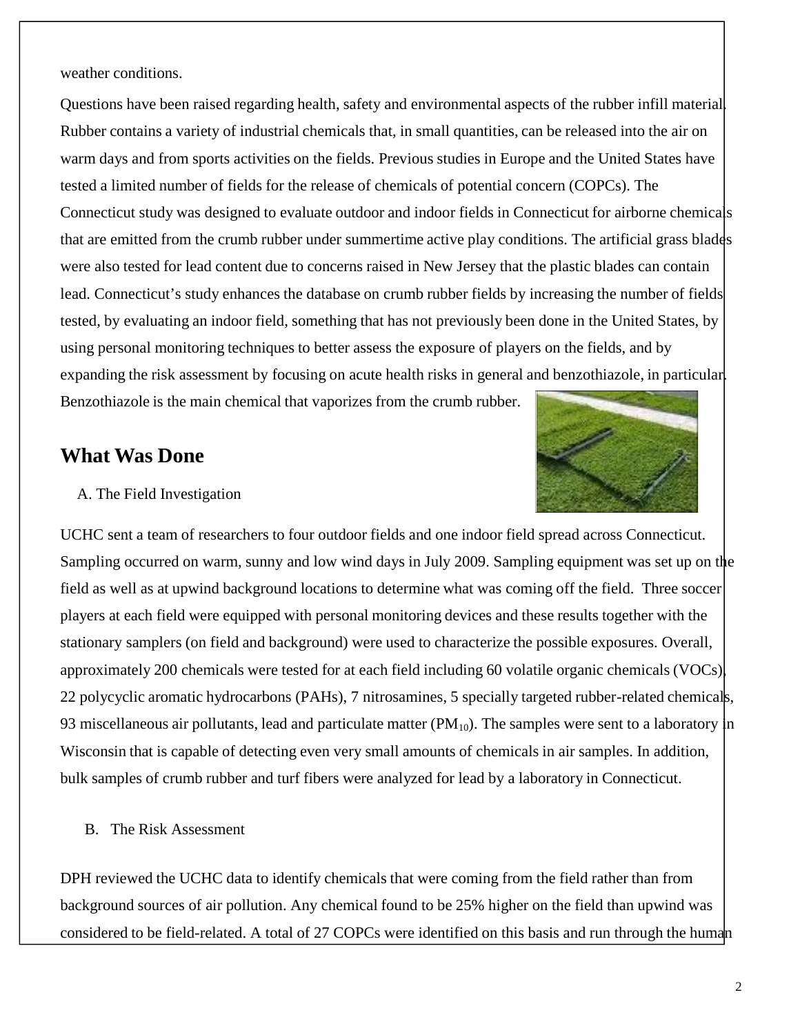weather conditions.

Questions have been raised regarding health, safety and environmental aspects of the rubber infill material. Rubber contains a variety of industrial chemicals that, in small quantities, can be released into the air on warm days and from sports activities on the fields. Previous studies in Europe and the United States have tested a limited number of fields for the release of chemicals of potential concern (COPCs). The Connecticut study was designed to evaluate outdoor and indoor fields in Connecticut for airborne chemicals that are emitted from the crumb rubber under summertime active play conditions. The artificial grass blades were also tested for lead content due to concerns raised in New Jersey that the plastic blades can contain lead. Connecticut's study enhances the database on crumb rubber fields by increasing the number of fields tested, by evaluating an indoor field, something that has not previously been done in the United States, by using personal monitoring techniques to better assess the exposure of players on the fields, and by expanding the risk assessment by focusing on acute health risks in general and benzothiazole, in particular. Benzothiazole is the main chemical that vaporizes from the crumb rubber.

## What Was Done

A. The Field Investigation

UCHC sent a team of researchers to four outdoor fields and one indoor field spread across Connecticut. Sampling occurred on warm, sunny and low wind days in July 2009. Sampling equipment was set up on the field as well as at upwind background locations to determine what was coming off the field. Three soccer players at each field were equipped with personal monitoring devices and these results together with the stationary samplers (on field and background) were used to characterize the possible exposures. Overall, approximately 200 chemicals were tested for at each field including 60 volatile organic chemicals (VOCs), 22 polycyclic aromatic hydrocarbons (PAHs), 7 nitrosamines, 5 specially targeted rubber-related chemicals, 93 miscellaneous air pollutants, lead and particulate matter ($PM_{10}$). The samples were sent to a laboratory in Wisconsin that is capable of detecting even very small amounts of chemicals in air samples. In addition, bulk samples of crumb rubber and turf fibers were analyzed for lead by a laboratory in Connecticut.

B. The Risk Assessment

DPH reviewed the UCHC data to identify chemicals that were coming from the field rather than from background sources of air pollution. Any chemical found to be 25% higher on the field than upwind was considered to be field-related. A total of 27 COPCs were identified on this basis and run through the human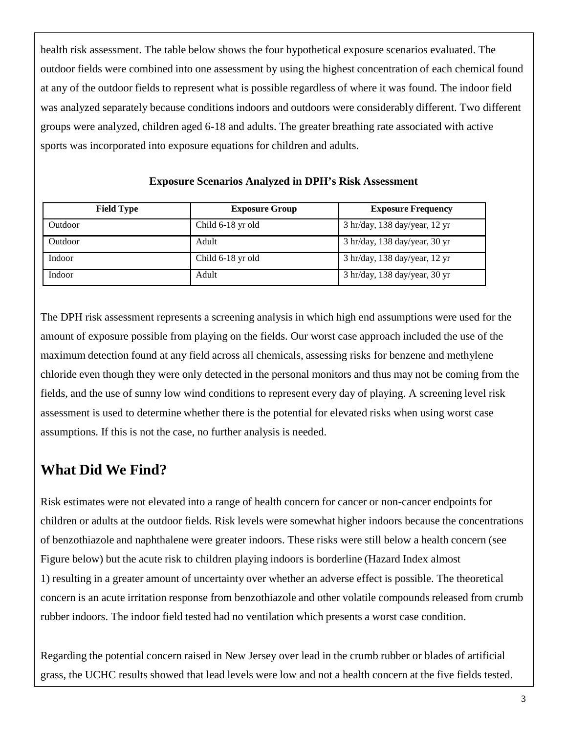health risk assessment. The table below shows the four hypothetical exposure scenarios evaluated. The outdoor fields were combined into one assessment by using the highest concentration of each chemical found at any of the outdoor fields to represent what is possible regardless of where it was found. The indoor field was analyzed separately because conditions indoors and outdoors were considerably different. Two different groups were analyzed, children aged 6-18 and adults. The greater breathing rate associated with active sports was incorporated into exposure equations for children and adults.

**Exposure Scenarios Analyzed in DPH's Risk Assessment**

| Field Type | Exposure Group | Exposure Frequency |
|---|---|---|
| Outdoor | Child 6-18 yr old | 3 hr/day, 138 day/year, 12 yr |
| Outdoor | Adult | 3 hr/day, 138 day/year, 30 yr |
| Indoor | Child 6-18 yr old | 3 hr/day, 138 day/year, 12 yr |
| Indoor | Adult | 3 hr/day, 138 day/year, 30 yr |

The DPH risk assessment represents a screening analysis in which high end assumptions were used for the amount of exposure possible from playing on the fields. Our worst case approach included the use of the maximum detection found at any field across all chemicals, assessing risks for benzene and methylene chloride even though they were only detected in the personal monitors and thus may not be coming from the fields, and the use of sunny low wind conditions to represent every day of playing. A screening level risk assessment is used to determine whether there is the potential for elevated risks when using worst case assumptions. If this is not the case, no further analysis is needed.

## What Did We Find?

Risk estimates were not elevated into a range of health concern for cancer or non-cancer endpoints for children or adults at the outdoor fields. Risk levels were somewhat higher indoors because the concentrations of benzothiazole and naphthalene were greater indoors. These risks were still below a health concern (see Figure below) but the acute risk to children playing indoors is borderline (Hazard Index almost 1) resulting in a greater amount of uncertainty over whether an adverse effect is possible. The theoretical concern is an acute irritation response from benzothiazole and other volatile compounds released from crumb rubber indoors. The indoor field tested had no ventilation which presents a worst case condition.

Regarding the potential concern raised in New Jersey over lead in the crumb rubber or blades of artificial grass, the UCHC results showed that lead levels were low and not a health concern at the five fields tested.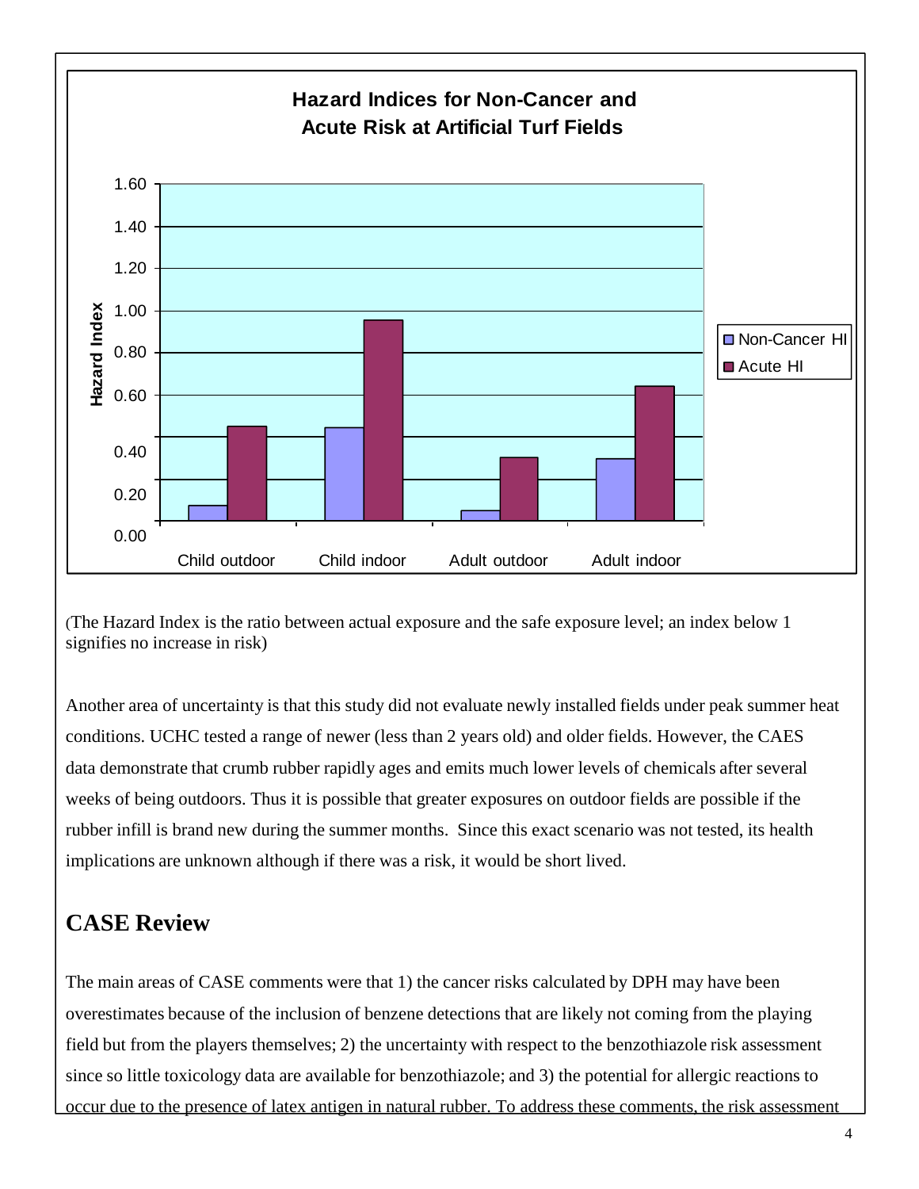**Hazard Indices for Non-Cancer and Acute Risk at Artificial Turf Fields**

| | Non-Cancer HI | Acute HI |
|---|---|---|
| Child outdoor | | |
| Child indoor | | |
| Adult outdoor | | |
| Adult indoor | | |

(The Hazard Index is the ratio between actual exposure and the safe exposure level; an index below 1 signifies no increase in risk)

Another area of uncertainty is that this study did not evaluate newly installed fields under peak summer heat conditions. UCHC tested a range of newer (less than 2 years old) and older fields. However, the CAES data demonstrate that crumb rubber rapidly ages and emits much lower levels of chemicals after several weeks of being outdoors. Thus it is possible that greater exposures on outdoor fields are possible if the rubber infill is brand new during the summer months. Since this exact scenario was not tested, its health implications are unknown although if there was a risk, it would be short lived.

## CASE Review

The main areas of CASE comments were that 1) the cancer risks calculated by DPH may have been overestimates because of the inclusion of benzene detections that are likely not coming from the playing field but from the players themselves; 2) the uncertainty with respect to the benzothiazole risk assessment since so little toxicology data are available for benzothiazole; and 3) the potential for allergic reactions to occur due to the presence of latex antigen in natural rubber. To address these comments, the risk assessment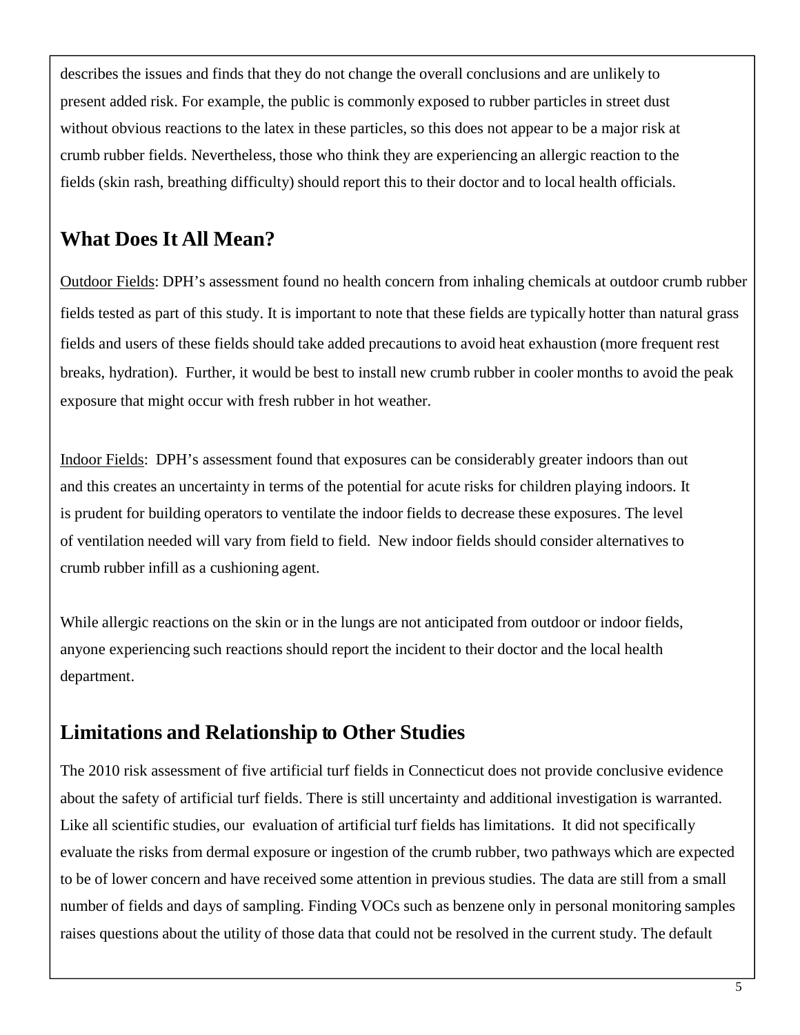describes the issues and finds that they do not change the overall conclusions and are unlikely to present added risk. For example, the public is commonly exposed to rubber particles in street dust without obvious reactions to the latex in these particles, so this does not appear to be a major risk at crumb rubber fields. Nevertheless, those who think they are experiencing an allergic reaction to the fields (skin rash, breathing difficulty) should report this to their doctor and to local health officials.

## What Does It All Mean?

Outdoor Fields: DPH's assessment found no health concern from inhaling chemicals at outdoor crumb rubber fields tested as part of this study. It is important to note that these fields are typically hotter than natural grass fields and users of these fields should take added precautions to avoid heat exhaustion (more frequent rest breaks, hydration). Further, it would be best to install new crumb rubber in cooler months to avoid the peak exposure that might occur with fresh rubber in hot weather.

Indoor Fields: DPH's assessment found that exposures can be considerably greater indoors than out and this creates an uncertainty in terms of the potential for acute risks for children playing indoors. It is prudent for building operators to ventilate the indoor fields to decrease these exposures. The level of ventilation needed will vary from field to field. New indoor fields should consider alternatives to crumb rubber infill as a cushioning agent.

While allergic reactions on the skin or in the lungs are not anticipated from outdoor or indoor fields, anyone experiencing such reactions should report the incident to their doctor and the local health department.

## Limitations and Relationship to Other Studies

The 2010 risk assessment of five artificial turf fields in Connecticut does not provide conclusive evidence about the safety of artificial turf fields. There is still uncertainty and additional investigation is warranted. Like all scientific studies, our evaluation of artificial turf fields has limitations. It did not specifically evaluate the risks from dermal exposure or ingestion of the crumb rubber, two pathways which are expected to be of lower concern and have received some attention in previous studies. The data are still from a small number of fields and days of sampling. Finding VOCs such as benzene only in personal monitoring samples raises questions about the utility of those data that could not be resolved in the current study. The default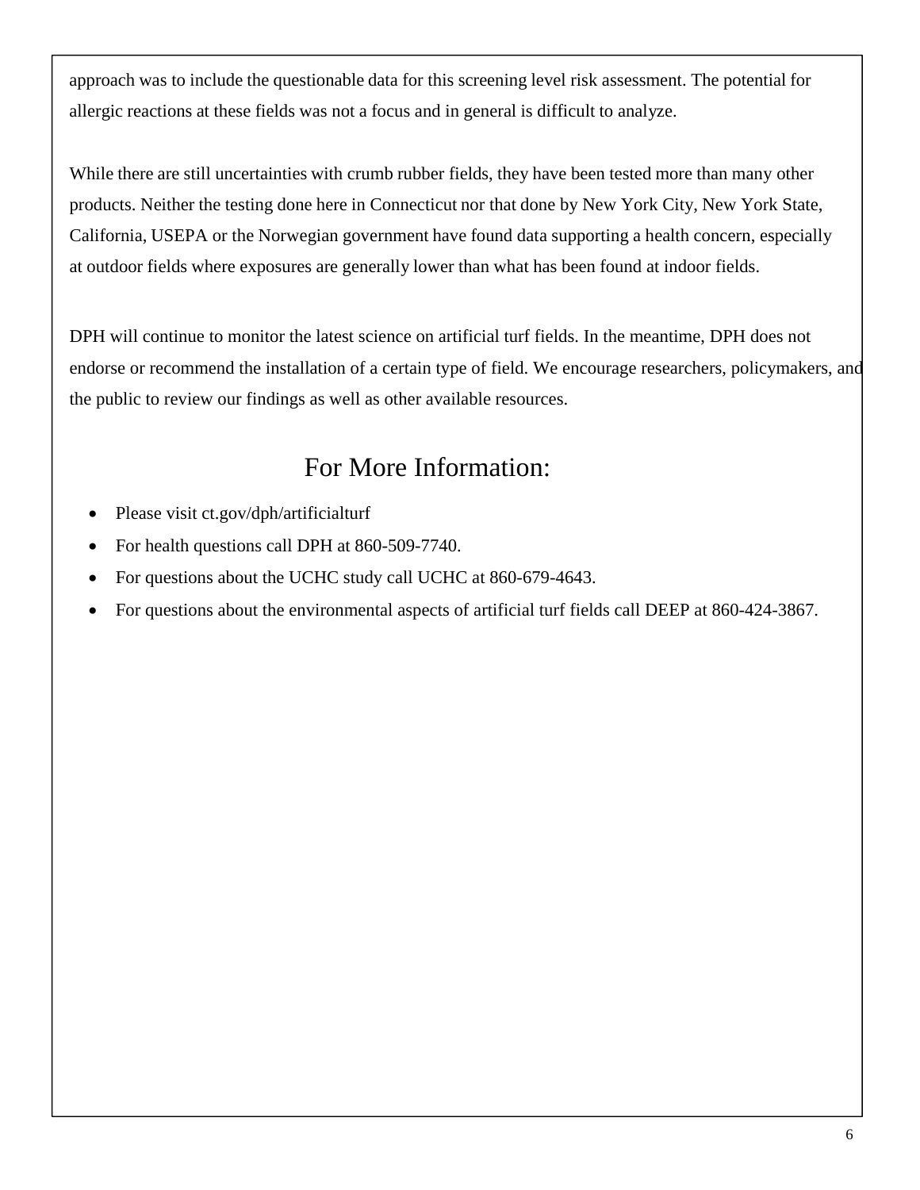approach was to include the questionable data for this screening level risk assessment. The potential for allergic reactions at these fields was not a focus and in general is difficult to analyze.

While there are still uncertainties with crumb rubber fields, they have been tested more than many other products. Neither the testing done here in Connecticut nor that done by New York City, New York State, California, USEPA or the Norwegian government have found data supporting a health concern, especially at outdoor fields where exposures are generally lower than what has been found at indoor fields.

DPH will continue to monitor the latest science on artificial turf fields. In the meantime, DPH does not endorse or recommend the installation of a certain type of field. We encourage researchers, policymakers, and the public to review our findings as well as other available resources.

## For More Information:

- Please visit ct.gov/dph/artificialturf
- For health questions call DPH at 860-509-7740.
- For questions about the UCHC study call UCHC at 860-679-4643.
- For questions about the environmental aspects of artificial turf fields call DEEP at 860-424-3867.